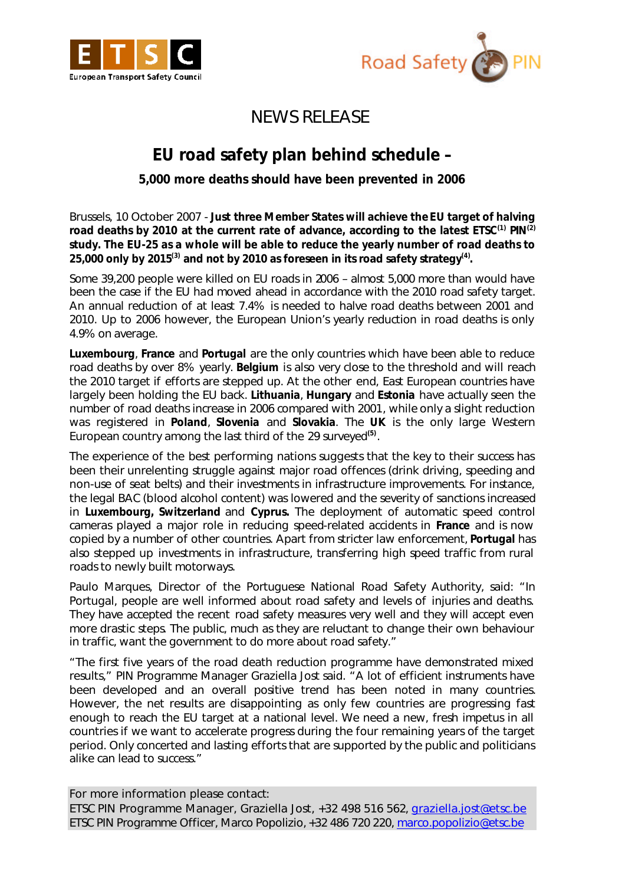ETSC European Transport Safety Council

Road Safety PIN

# NEWS RELEASE

## EU road safety plan behind schedule –

### 5,000 more deaths should have been prevented in 2006

Brussels, 10 October 2007 - **Just three Member States will achieve the EU target of halving road deaths by 2010 at the current rate of advance, according to the latest ETSC[1] PIN[2] study. The EU-25 as a whole will be able to reduce the yearly number of road deaths to 25,000 only by 2015[3] and not by 2010 as foreseen in its road safety strategy[4].**

Some 39,200 people were killed on EU roads in 2006 – almost 5,000 more than would have been the case if the EU had moved ahead in accordance with the 2010 road safety target. An annual reduction of at least 7.4% is needed to halve road deaths between 2001 and 2010. Up to 2006 however, the European Union's yearly reduction in road deaths is only 4.9% on average.

**Luxembourg**, **France** and **Portugal** are the only countries which have been able to reduce road deaths by over 8% yearly. **Belgium** is also very close to the threshold and will reach the 2010 target if efforts are stepped up. At the other end, East European countries have largely been holding the EU back. **Lithuania**, **Hungary** and **Estonia** have actually seen the number of road deaths increase in 2006 compared with 2001, while only a slight reduction was registered in **Poland**, **Slovenia** and **Slovakia**. The **UK** is the only large Western European country among the last third of the 29 surveyed[5].

The experience of the best performing nations suggests that the key to their success has been their unrelenting struggle against major road offences (drink driving, speeding and non-use of seat belts) and their investments in infrastructure improvements. For instance, the legal BAC (blood alcohol content) was lowered and the severity of sanctions increased in **Luxembourg, Switzerland** and **Cyprus.** The deployment of automatic speed control cameras played a major role in reducing speed-related accidents in **France** and is now copied by a number of other countries. Apart from stricter law enforcement, **Portugal** has also stepped up investments in infrastructure, transferring high speed traffic from rural roads to newly built motorways.

Paulo Marques, Director of the Portuguese National Road Safety Authority, said: "In Portugal, people are well informed about road safety and levels of injuries and deaths. They have accepted the recent road safety measures very well and they will accept even more drastic steps. The public, much as they are reluctant to change their own behaviour in traffic, want the government to do more about road safety."

"The first five years of the road death reduction programme have demonstrated mixed results," PIN Programme Manager Graziella Jost said. "A lot of efficient instruments have been developed and an overall positive trend has been noted in many countries. However, the net results are disappointing as only few countries are progressing fast enough to reach the EU target at a national level. We need a new, fresh impetus in all countries if we want to accelerate progress during the four remaining years of the target period. Only concerted and lasting efforts that are supported by the public and politicians alike can lead to success."

For more information please contact:
ETSC PIN Programme Manager, Graziella Jost, +32 498 516 562, graziella.jost@etsc.be
ETSC PIN Programme Officer, Marco Popolizio, +32 486 720 220, marco.popolizio@etsc.be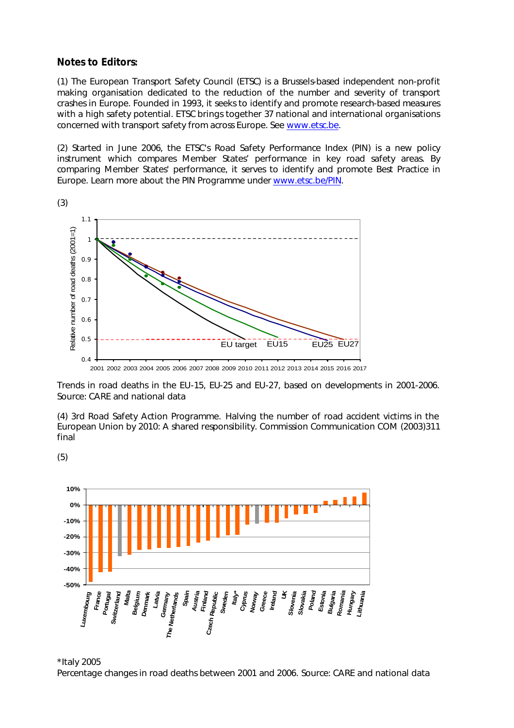**Notes to Editors:**

(1) The European Transport Safety Council (ETSC) is a Brussels-based independent non-profit making organisation dedicated to the reduction of the number and severity of transport crashes in Europe. Founded in 1993, it seeks to identify and promote research-based measures with a high safety potential. ETSC brings together 37 national and international organisations concerned with transport safety from across Europe. See www.etsc.be.

(2) Started in June 2006, the ETSC's Road Safety Performance Index (PIN) is a new policy instrument which compares Member States' performance in key road safety areas. By comparing Member States' performance, it serves to identify and promote Best Practice in Europe. Learn more about the PIN Programme under www.etsc.be/PIN.

(3)

Relative number of road deaths (2001=1)

1.1
1
0.9
0.8
0.7
0.6
0.5
0.4

2001 2002 2003 2004 2005 2006 2007 2008 2009 2010 2011 2012 2013 2014 2015 2016 2017

EU target
EU15
EU25
EU27

Trends in road deaths in the EU-15, EU-25 and EU-27, based on developments in 2001-2006. Source: CARE and national data

(4) 3rd Road Safety Action Programme. Halving the number of road accident victims in the European Union by 2010: A shared responsibility. Commission Communication COM (2003)311 final

(5)

10%
0%
-10%
-20%
-30%
-40%
-50%

Luxembourg, France, Portugal, Switzerland, Malta, Belgium, Denmark, Latvia, Germany, The Netherlands, Spain, Austria, Finland, Czech Republic, Sweden, Italy*, Cyprus, Norway, Greece, Ireland, UK, Slovenia, Slovakia, Poland, Estonia, Bulgaria, Romania, Hungary, Lithuania

*Italy 2005

Percentage changes in road deaths between 2001 and 2006. Source: CARE and national data